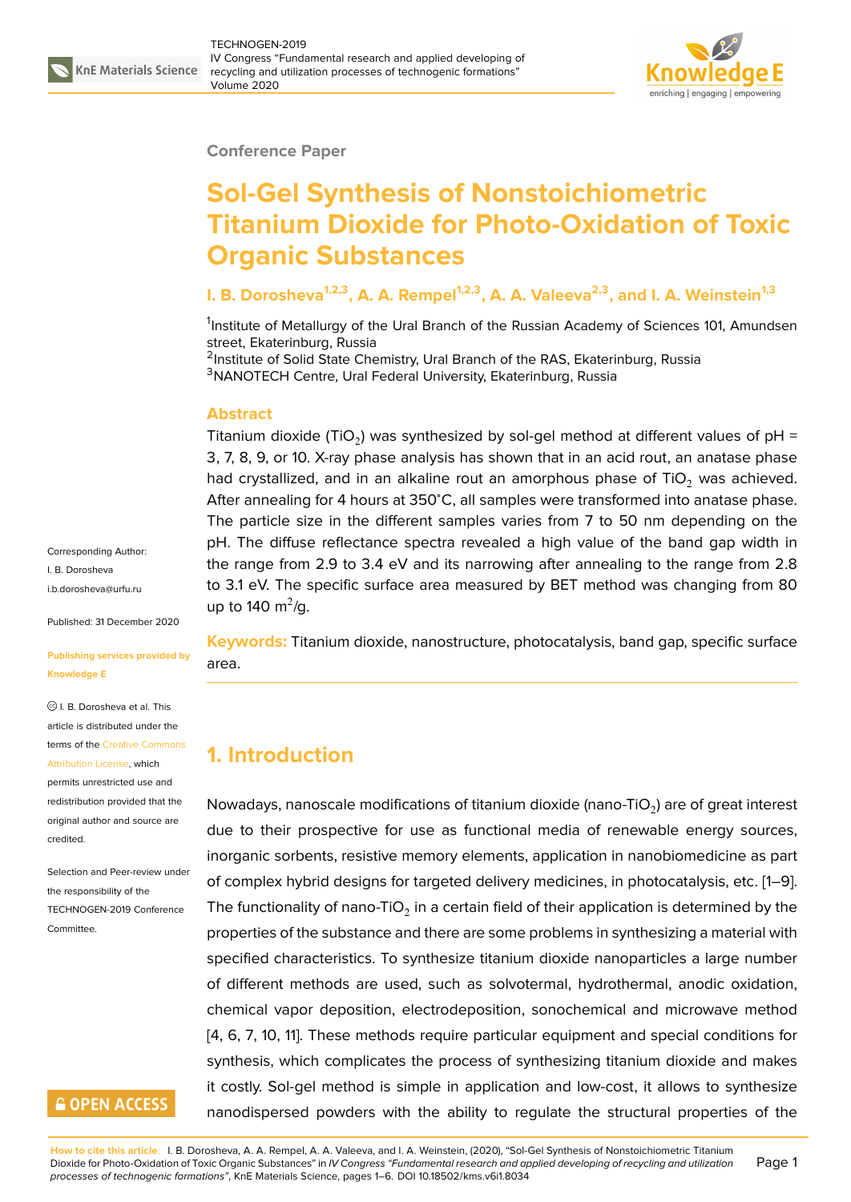Conference Paper

# Sol-Gel Synthesis of Nonstoichiometric Titanium Dioxide for Photo-Oxidation of Toxic Organic Substances

**I. B. Dorosheva[1,2,3], A. A. Rempel[1,2,3], A. A. Valeeva[2,3], and I. A. Weinstein[1,3]**

[1]Institute of Metallurgy of the Ural Branch of the Russian Academy of Sciences 101, Amundsen street, Ekaterinburg, Russia
[2]Institute of Solid State Chemistry, Ural Branch of the RAS, Ekaterinburg, Russia
[3]NANOTECH Centre, Ural Federal University, Ekaterinburg, Russia

Corresponding Author:
I. B. Dorosheva
i.b.dorosheva@urfu.ru

Published: 31 December 2020

Publishing services provided by Knowledge E

© I. B. Dorosheva et al. This article is distributed under the terms of the Creative Commons Attribution License, which permits unrestricted use and redistribution provided that the original author and source are credited.

Selection and Peer-review under the responsibility of the TECHNOGEN-2019 Conference Committee.

## Abstract

Titanium dioxide ($TiO_2$) was synthesized by sol-gel method at different values of pH = 3, 7, 8, 9, or 10. X-ray phase analysis has shown that in an acid rout, an anatase phase had crystallized, and in an alkaline rout an amorphous phase of $TiO_2$ was achieved. After annealing for 4 hours at 350°C, all samples were transformed into anatase phase. The particle size in the different samples varies from 7 to 50 nm depending on the pH. The diffuse reflectance spectra revealed a high value of the band gap width in the range from 2.9 to 3.4 eV and its narrowing after annealing to the range from 2.8 to 3.1 eV. The specific surface area measured by BET method was changing from 80 up to 140 $m^2$/g.

**Keywords:** Titanium dioxide, nanostructure, photocatalysis, band gap, specific surface area.

## 1. Introduction

Nowadays, nanoscale modifications of titanium dioxide (nano-$TiO_2$) are of great interest due to their prospective for use as functional media of renewable energy sources, inorganic sorbents, resistive memory elements, application in nanobiomedicine as part of complex hybrid designs for targeted delivery medicines, in photocatalysis, etc. [1–9]. The functionality of nano-$TiO_2$ in a certain field of their application is determined by the properties of the substance and there are some problems in synthesizing a material with specified characteristics. To synthesize titanium dioxide nanoparticles a large number of different methods are used, such as solvotermal, hydrothermal, anodic oxidation, chemical vapor deposition, electrodeposition, sonochemical and microwave method [4, 6, 7, 10, 11]. These methods require particular equipment and special conditions for synthesis, which complicates the process of synthesizing titanium dioxide and makes it costly. Sol-gel method is simple in application and low-cost, it allows to synthesize nanodispersed powders with the ability to regulate the structural properties of the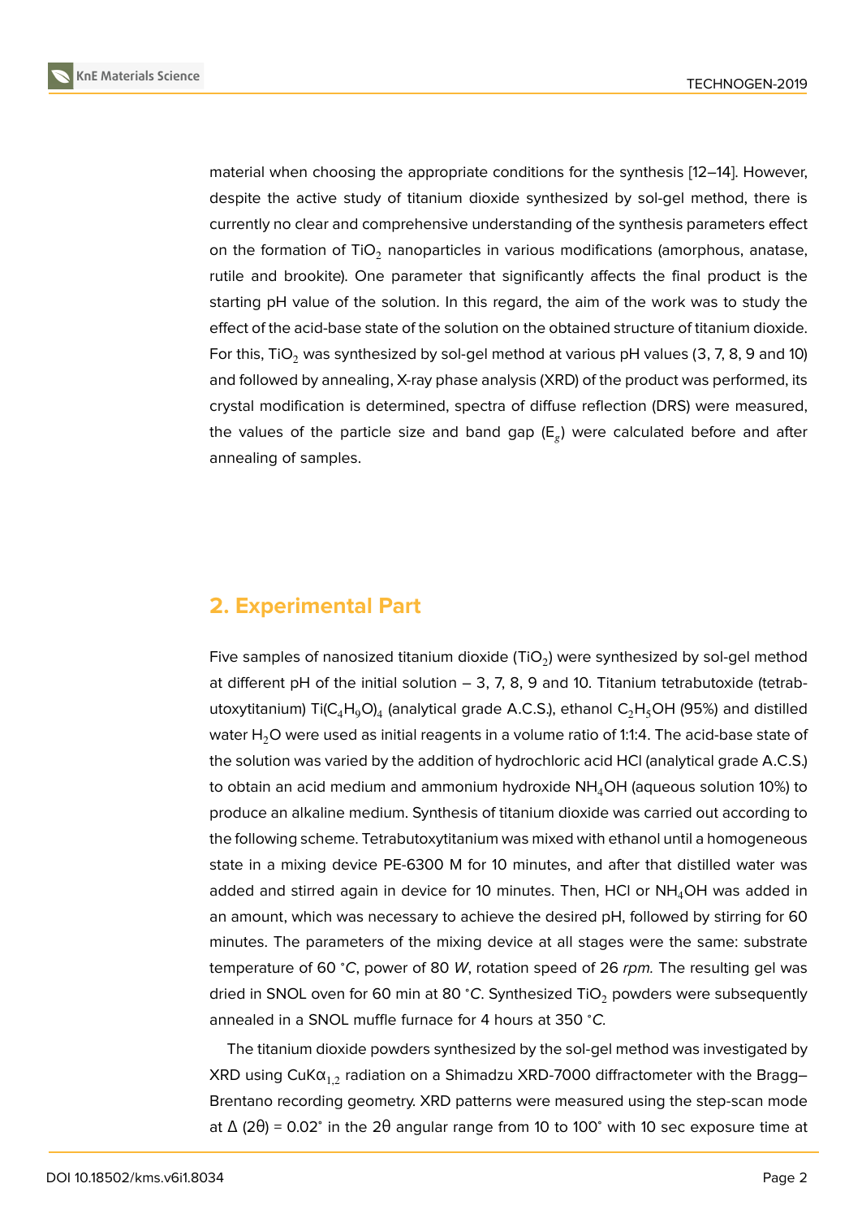material when choosing the appropriate conditions for the synthesis [12–14]. However, despite the active study of titanium dioxide synthesized by sol-gel method, there is currently no clear and comprehensive understanding of the synthesis parameters effect on the formation of $TiO_2$ nanoparticles in various modifications (amorphous, anatase, rutile and brookite). One parameter that significantly affects the final product is the starting pH value of the solution. In this regard, the aim of the work was to study the effect of the acid-base state of the solution on the obtained structure of titanium dioxide. For this, $TiO_2$ was synthesized by sol-gel method at various pH values (3, 7, 8, 9 and 10) and followed by annealing, X-ray phase analysis (XRD) of the product was performed, its crystal modification is determined, spectra of diffuse reflection (DRS) were measured, the values of the particle size and band gap ($E_g$) were calculated before and after annealing of samples.

## 2. Experimental Part

Five samples of nanosized titanium dioxide ($TiO_2$) were synthesized by sol-gel method at different pH of the initial solution – 3, 7, 8, 9 and 10. Titanium tetrabutoxide (tetrabutoxytitanium) $Ti(C_4H_9O)_4$ (analytical grade A.C.S.), ethanol $C_2H_5OH$ (95%) and distilled water $H_2O$ were used as initial reagents in a volume ratio of 1:1:4. The acid-base state of the solution was varied by the addition of hydrochloric acid HCl (analytical grade A.C.S.) to obtain an acid medium and ammonium hydroxide $NH_4OH$ (aqueous solution 10%) to produce an alkaline medium. Synthesis of titanium dioxide was carried out according to the following scheme. Tetrabutoxytitanium was mixed with ethanol until a homogeneous state in a mixing device PE-6300 M for 10 minutes, and after that distilled water was added and stirred again in device for 10 minutes. Then, HCl or $NH_4OH$ was added in an amount, which was necessary to achieve the desired pH, followed by stirring for 60 minutes. The parameters of the mixing device at all stages were the same: substrate temperature of 60 °*C*, power of 80 *W*, rotation speed of 26 *rpm*. The resulting gel was dried in SNOL oven for 60 min at 80 °*C*. Synthesized $TiO_2$ powders were subsequently annealed in a SNOL muffle furnace for 4 hours at 350 °*C*.

The titanium dioxide powders synthesized by the sol-gel method was investigated by XRD using $CuK\alpha_{1,2}$ radiation on a Shimadzu XRD-7000 diffractometer with the Bragg–Brentano recording geometry. XRD patterns were measured using the step-scan mode at $\Delta$ (2θ) = 0.02° in the 2θ angular range from 10 to 100° with 10 sec exposure time at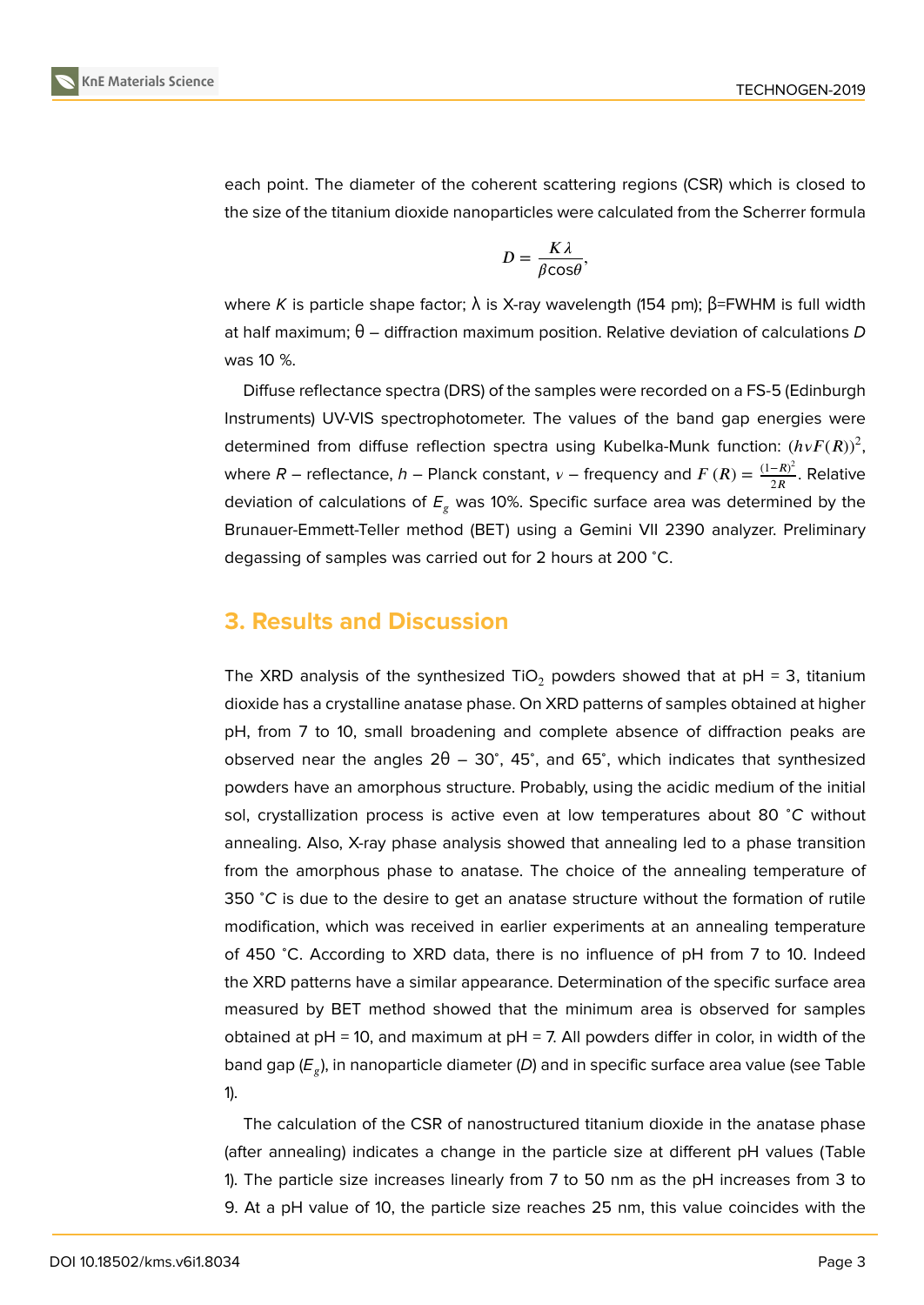each point. The diameter of the coherent scattering regions (CSR) which is closed to the size of the titanium dioxide nanoparticles were calculated from the Scherrer formula

$$D = \frac{K\lambda}{\beta\cos\theta},$$

where $K$ is particle shape factor; λ is X-ray wavelength (154 pm); β=FWHM is full width at half maximum; θ – diffraction maximum position. Relative deviation of calculations $D$ was 10 %.

Diffuse reflectance spectra (DRS) of the samples were recorded on a FS-5 (Edinburgh Instruments) UV-VIS spectrophotometer. The values of the band gap energies were determined from diffuse reflection spectra using Kubelka-Munk function: $(h\nu F(R))^2$, where $R$ – reflectance, $h$ – Planck constant, $\nu$ – frequency and $F(R) = \frac{(1-R)^2}{2R}$. Relative deviation of calculations of $E_g$ was 10%. Specific surface area was determined by the Brunauer-Emmett-Teller method (BET) using a Gemini VII 2390 analyzer. Preliminary degassing of samples was carried out for 2 hours at 200 °C.

## 3. Results and Discussion

The XRD analysis of the synthesized $TiO_2$ powders showed that at pH = 3, titanium dioxide has a crystalline anatase phase. On XRD patterns of samples obtained at higher pH, from 7 to 10, small broadening and complete absence of diffraction peaks are observed near the angles 2θ – 30°, 45°, and 65°, which indicates that synthesized powders have an amorphous structure. Probably, using the acidic medium of the initial sol, crystallization process is active even at low temperatures about 80 °*C* without annealing. Also, X-ray phase analysis showed that annealing led to a phase transition from the amorphous phase to anatase. The choice of the annealing temperature of 350 °*C* is due to the desire to get an anatase structure without the formation of rutile modification, which was received in earlier experiments at an annealing temperature of 450 °C. According to XRD data, there is no influence of pH from 7 to 10. Indeed the XRD patterns have a similar appearance. Determination of the specific surface area measured by BET method showed that the minimum area is observed for samples obtained at pH = 10, and maximum at pH = 7. All powders differ in color, in width of the band gap ($E_g$), in nanoparticle diameter ($D$) and in specific surface area value (see Table 1).

The calculation of the CSR of nanostructured titanium dioxide in the anatase phase (after annealing) indicates a change in the particle size at different pH values (Table 1). The particle size increases linearly from 7 to 50 nm as the pH increases from 3 to 9. At a pH value of 10, the particle size reaches 25 nm, this value coincides with the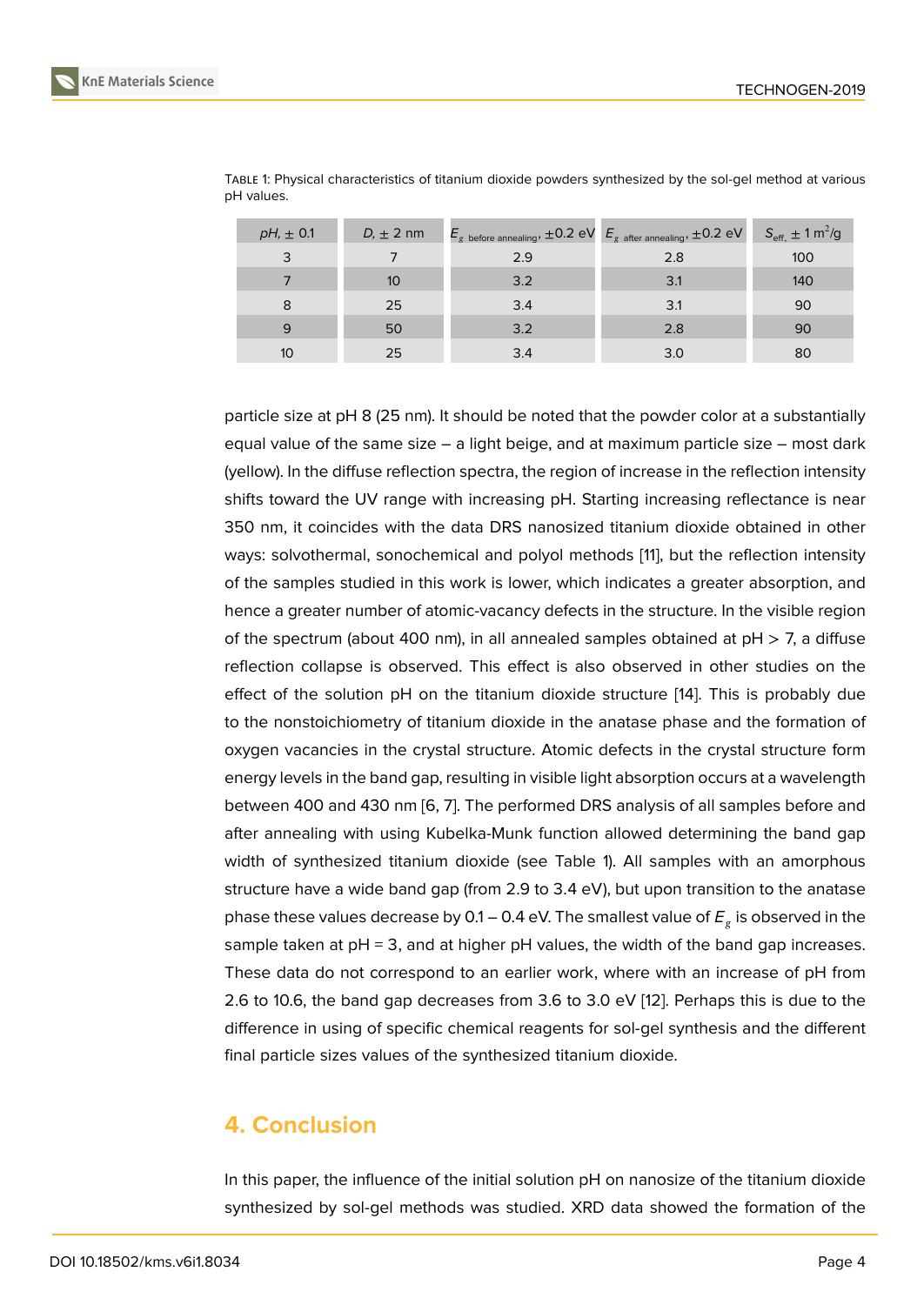Table 1: Physical characteristics of titanium dioxide powders synthesized by the sol-gel method at various pH values.

| $pH$, ± 0.1 | $D$, ± 2 nm | $E_g$ before annealing, ±0.2 eV | $E_g$ after annealing, ±0.2 eV | $S_{eff}$, ± 1 m$^2$/g |
|---|---|---|---|---|
| 3 | 7 | 2.9 | 2.8 | 100 |
| 7 | 10 | 3.2 | 3.1 | 140 |
| 8 | 25 | 3.4 | 3.1 | 90 |
| 9 | 50 | 3.2 | 2.8 | 90 |
| 10 | 25 | 3.4 | 3.0 | 80 |

particle size at pH 8 (25 nm). It should be noted that the powder color at a substantially equal value of the same size – a light beige, and at maximum particle size – most dark (yellow). In the diffuse reflection spectra, the region of increase in the reflection intensity shifts toward the UV range with increasing pH. Starting increasing reflectance is near 350 nm, it coincides with the data DRS nanosized titanium dioxide obtained in other ways: solvothermal, sonochemical and polyol methods [11], but the reflection intensity of the samples studied in this work is lower, which indicates a greater absorption, and hence a greater number of atomic-vacancy defects in the structure. In the visible region of the spectrum (about 400 nm), in all annealed samples obtained at pH > 7, a diffuse reflection collapse is observed. This effect is also observed in other studies on the effect of the solution pH on the titanium dioxide structure [14]. This is probably due to the nonstoichiometry of titanium dioxide in the anatase phase and the formation of oxygen vacancies in the crystal structure. Atomic defects in the crystal structure form energy levels in the band gap, resulting in visible light absorption occurs at a wavelength between 400 and 430 nm [6, 7]. The performed DRS analysis of all samples before and after annealing with using Kubelka-Munk function allowed determining the band gap width of synthesized titanium dioxide (see Table 1). All samples with an amorphous structure have a wide band gap (from 2.9 to 3.4 eV), but upon transition to the anatase phase these values decrease by 0.1 – 0.4 eV. The smallest value of $E_g$ is observed in the sample taken at pH = 3, and at higher pH values, the width of the band gap increases. These data do not correspond to an earlier work, where with an increase of pH from 2.6 to 10.6, the band gap decreases from 3.6 to 3.0 eV [12]. Perhaps this is due to the difference in using of specific chemical reagents for sol-gel synthesis and the different final particle sizes values of the synthesized titanium dioxide.

## 4. Conclusion

In this paper, the influence of the initial solution pH on nanosize of the titanium dioxide synthesized by sol-gel methods was studied. XRD data showed the formation of the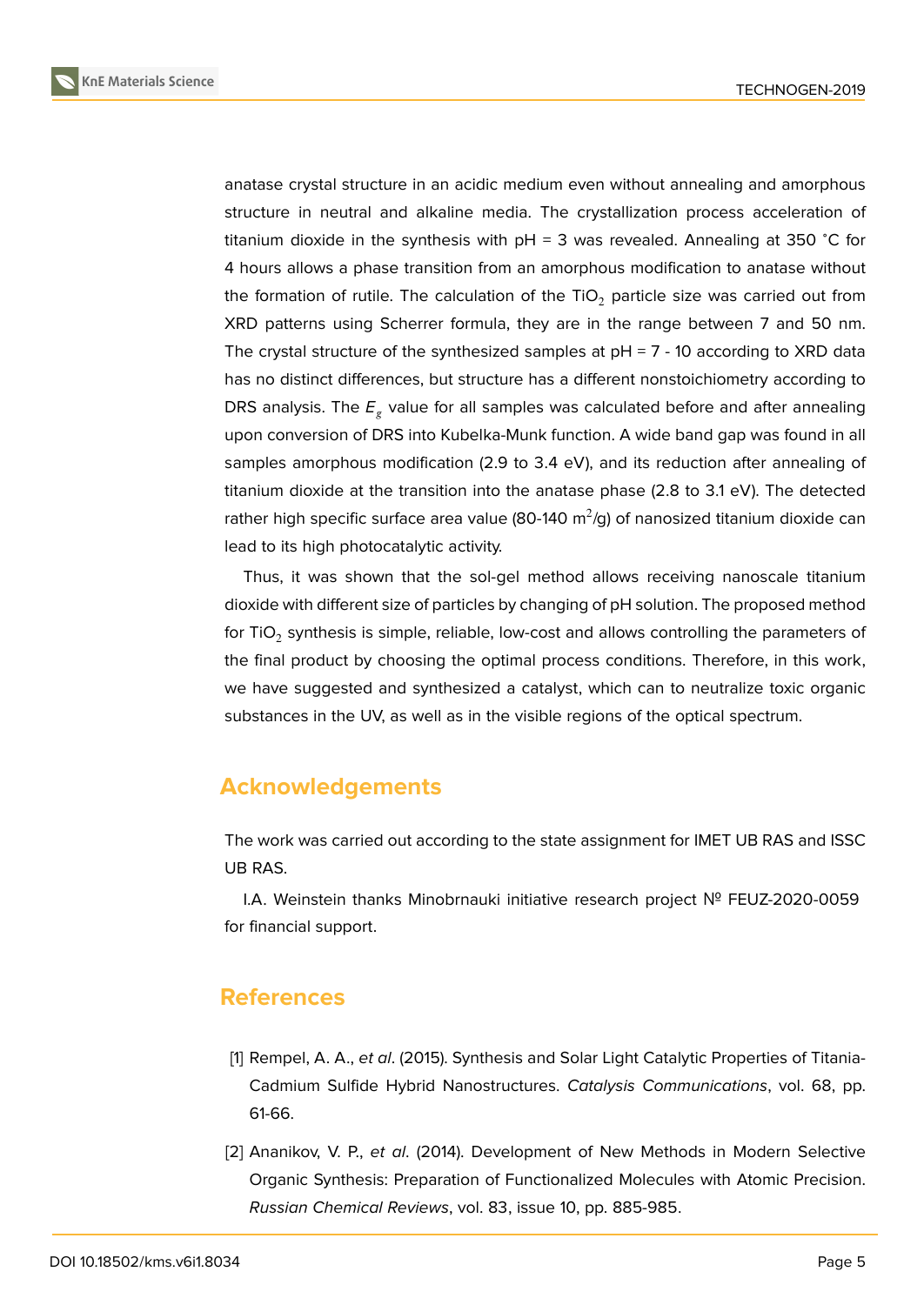anatase crystal structure in an acidic medium even without annealing and amorphous structure in neutral and alkaline media. The crystallization process acceleration of titanium dioxide in the synthesis with pH = 3 was revealed. Annealing at 350 °C for 4 hours allows a phase transition from an amorphous modification to anatase without the formation of rutile. The calculation of the $TiO_2$ particle size was carried out from XRD patterns using Scherrer formula, they are in the range between 7 and 50 nm. The crystal structure of the synthesized samples at pH = 7 - 10 according to XRD data has no distinct differences, but structure has a different nonstoichiometry according to DRS analysis. The $E_g$ value for all samples was calculated before and after annealing upon conversion of DRS into Kubelka-Munk function. A wide band gap was found in all samples amorphous modification (2.9 to 3.4 eV), and its reduction after annealing of titanium dioxide at the transition into the anatase phase (2.8 to 3.1 eV). The detected rather high specific surface area value (80-140 $m^2$/g) of nanosized titanium dioxide can lead to its high photocatalytic activity.

Thus, it was shown that the sol-gel method allows receiving nanoscale titanium dioxide with different size of particles by changing of pH solution. The proposed method for $TiO_2$ synthesis is simple, reliable, low-cost and allows controlling the parameters of the final product by choosing the optimal process conditions. Therefore, in this work, we have suggested and synthesized a catalyst, which can to neutralize toxic organic substances in the UV, as well as in the visible regions of the optical spectrum.

## Acknowledgements

The work was carried out according to the state assignment for IMET UB RAS and ISSC UB RAS.

I.A. Weinstein thanks Minobrnauki initiative research project № FEUZ-2020-0059 for financial support.

## References

[1] Rempel, A. A., *et al*. (2015). Synthesis and Solar Light Catalytic Properties of Titania-Cadmium Sulfide Hybrid Nanostructures. *Catalysis Communications*, vol. 68, pp. 61-66.

[2] Ananikov, V. P., *et al*. (2014). Development of New Methods in Modern Selective Organic Synthesis: Preparation of Functionalized Molecules with Atomic Precision. *Russian Chemical Reviews*, vol. 83, issue 10, pp. 885-985.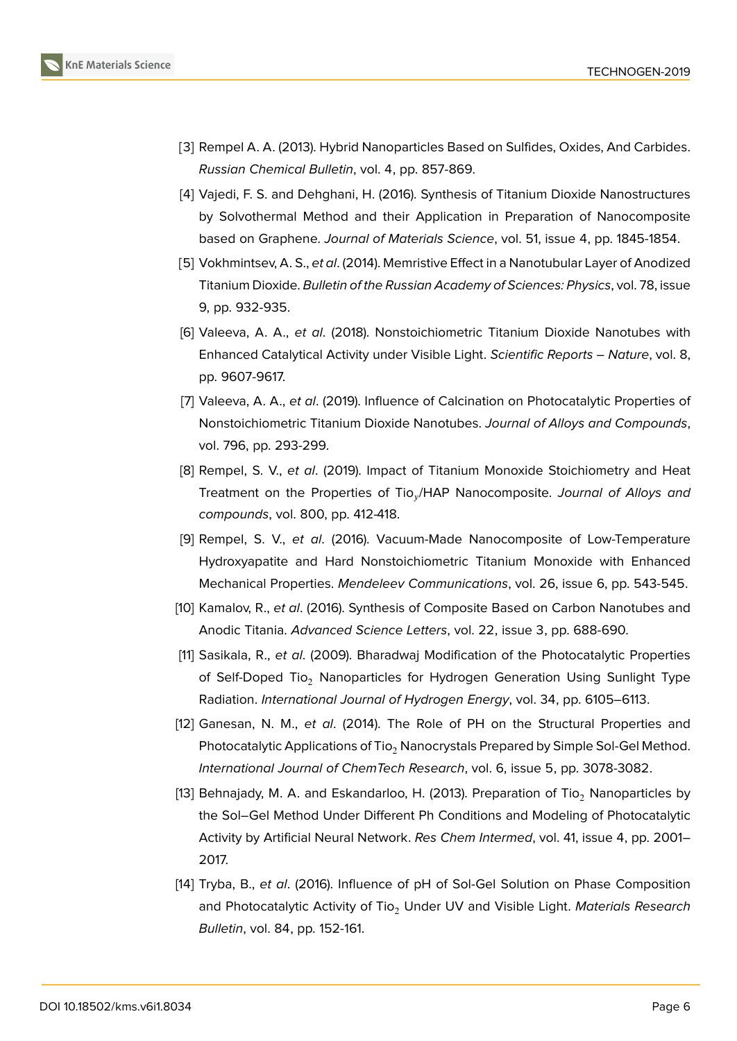[3] Rempel A. A. (2013). Hybrid Nanoparticles Based on Sulfides, Oxides, And Carbides. *Russian Chemical Bulletin*, vol. 4, pp. 857-869.

[4] Vajedi, F. S. and Dehghani, H. (2016). Synthesis of Titanium Dioxide Nanostructures by Solvothermal Method and their Application in Preparation of Nanocomposite based on Graphene. *Journal of Materials Science*, vol. 51, issue 4, pp. 1845-1854.

[5] Vokhmintsev, A. S., *et al*. (2014). Memristive Effect in a Nanotubular Layer of Anodized Titanium Dioxide. *Bulletin of the Russian Academy of Sciences: Physics*, vol. 78, issue 9, pp. 932-935.

[6] Valeeva, A. A., *et al*. (2018). Nonstoichiometric Titanium Dioxide Nanotubes with Enhanced Catalytical Activity under Visible Light. *Scientific Reports – Nature*, vol. 8, pp. 9607-9617.

[7] Valeeva, A. A., *et al*. (2019). Influence of Calcination on Photocatalytic Properties of Nonstoichiometric Titanium Dioxide Nanotubes. *Journal of Alloys and Compounds*, vol. 796, pp. 293-299.

[8] Rempel, S. V., *et al*. (2019). Impact of Titanium Monoxide Stoichiometry and Heat Treatment on the Properties of $Tio_y$/HAP Nanocomposite. *Journal of Alloys and compounds*, vol. 800, pp. 412-418.

[9] Rempel, S. V., *et al*. (2016). Vacuum-Made Nanocomposite of Low-Temperature Hydroxyapatite and Hard Nonstoichiometric Titanium Monoxide with Enhanced Mechanical Properties. *Mendeleev Communications*, vol. 26, issue 6, pp. 543-545.

[10] Kamalov, R., *et al*. (2016). Synthesis of Composite Based on Carbon Nanotubes and Anodic Titania. *Advanced Science Letters*, vol. 22, issue 3, pp. 688-690.

[11] Sasikala, R., *et al*. (2009). Bharadwaj Modification of the Photocatalytic Properties of Self-Doped $Tio_2$ Nanoparticles for Hydrogen Generation Using Sunlight Type Radiation. *International Journal of Hydrogen Energy*, vol. 34, pp. 6105–6113.

[12] Ganesan, N. M., *et al*. (2014). The Role of PH on the Structural Properties and Photocatalytic Applications of $Tio_2$ Nanocrystals Prepared by Simple Sol-Gel Method. *International Journal of ChemTech Research*, vol. 6, issue 5, pp. 3078-3082.

[13] Behnajady, M. A. and Eskandarloo, H. (2013). Preparation of $Tio_2$ Nanoparticles by the Sol–Gel Method Under Different Ph Conditions and Modeling of Photocatalytic Activity by Artificial Neural Network. *Res Chem Intermed*, vol. 41, issue 4, pp. 2001–2017.

[14] Tryba, B., *et al*. (2016). Influence of pH of Sol-Gel Solution on Phase Composition and Photocatalytic Activity of $Tio_2$ Under UV and Visible Light. *Materials Research Bulletin*, vol. 84, pp. 152-161.